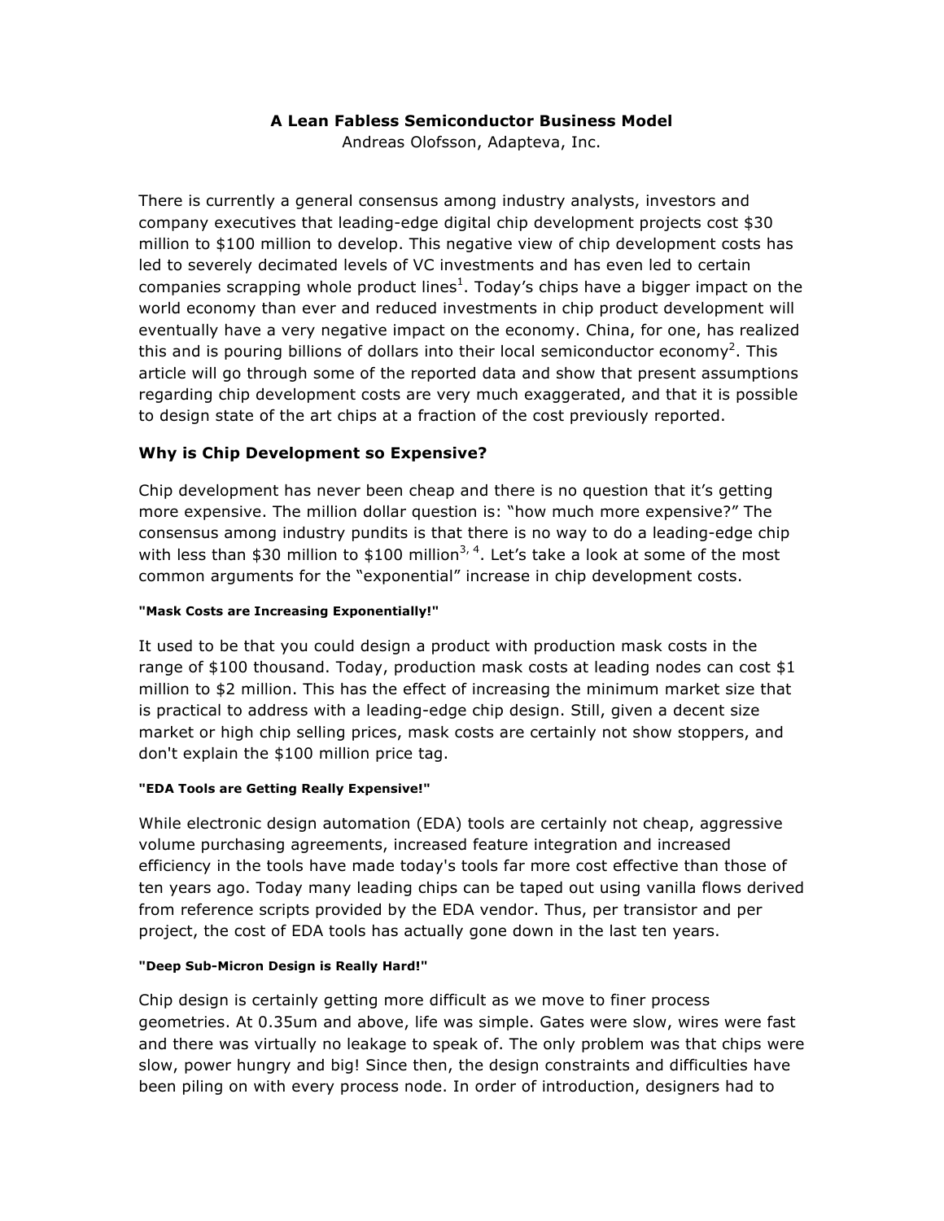# A Lean Fabless Semiconductor Business Model

Andreas Olofsson, Adapteva, Inc.

There is currently a general consensus among industry analysts, investors and company executives that leading-edge digital chip development projects cost $30 million to $100 million to develop. This negative view of chip development costs has led to severely decimated levels of VC investments and has even led to certain companies scrapping whole product lines[1]. Today's chips have a bigger impact on the world economy than ever and reduced investments in chip product development will eventually have a very negative impact on the economy. China, for one, has realized this and is pouring billions of dollars into their local semiconductor economy[2]. This article will go through some of the reported data and show that present assumptions regarding chip development costs are very much exaggerated, and that it is possible to design state of the art chips at a fraction of the cost previously reported.

## Why is Chip Development so Expensive?

Chip development has never been cheap and there is no question that it's getting more expensive. The million dollar question is: "how much more expensive?" The consensus among industry pundits is that there is no way to do a leading-edge chip with less than $30 million to $100 million[3, 4]. Let's take a look at some of the most common arguments for the "exponential" increase in chip development costs.

#### "Mask Costs are Increasing Exponentially!"

It used to be that you could design a product with production mask costs in the range of $100 thousand. Today, production mask costs at leading nodes can cost $1 million to $2 million. This has the effect of increasing the minimum market size that is practical to address with a leading-edge chip design. Still, given a decent size market or high chip selling prices, mask costs are certainly not show stoppers, and don't explain the $100 million price tag.

#### "EDA Tools are Getting Really Expensive!"

While electronic design automation (EDA) tools are certainly not cheap, aggressive volume purchasing agreements, increased feature integration and increased efficiency in the tools have made today's tools far more cost effective than those of ten years ago. Today many leading chips can be taped out using vanilla flows derived from reference scripts provided by the EDA vendor. Thus, per transistor and per project, the cost of EDA tools has actually gone down in the last ten years.

#### "Deep Sub-Micron Design is Really Hard!"

Chip design is certainly getting more difficult as we move to finer process geometries. At 0.35um and above, life was simple. Gates were slow, wires were fast and there was virtually no leakage to speak of. The only problem was that chips were slow, power hungry and big! Since then, the design constraints and difficulties have been piling on with every process node. In order of introduction, designers had to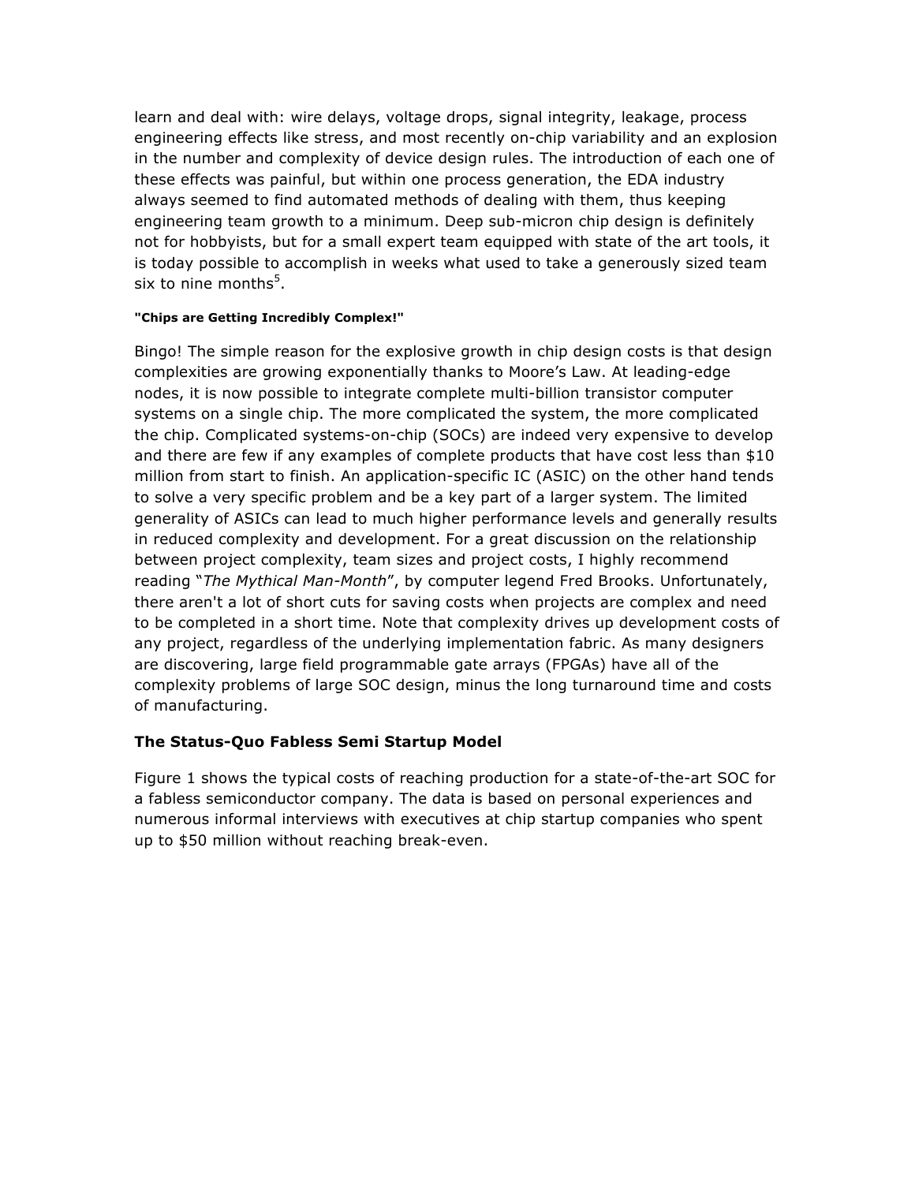learn and deal with: wire delays, voltage drops, signal integrity, leakage, process engineering effects like stress, and most recently on-chip variability and an explosion in the number and complexity of device design rules. The introduction of each one of these effects was painful, but within one process generation, the EDA industry always seemed to find automated methods of dealing with them, thus keeping engineering team growth to a minimum. Deep sub-micron chip design is definitely not for hobbyists, but for a small expert team equipped with state of the art tools, it is today possible to accomplish in weeks what used to take a generously sized team six to nine months[5].

#### "Chips are Getting Incredibly Complex!"

Bingo! The simple reason for the explosive growth in chip design costs is that design complexities are growing exponentially thanks to Moore's Law. At leading-edge nodes, it is now possible to integrate complete multi-billion transistor computer systems on a single chip. The more complicated the system, the more complicated the chip. Complicated systems-on-chip (SOCs) are indeed very expensive to develop and there are few if any examples of complete products that have cost less than $10 million from start to finish. An application-specific IC (ASIC) on the other hand tends to solve a very specific problem and be a key part of a larger system. The limited generality of ASICs can lead to much higher performance levels and generally results in reduced complexity and development. For a great discussion on the relationship between project complexity, team sizes and project costs, I highly recommend reading "*The Mythical Man-Month*", by computer legend Fred Brooks. Unfortunately, there aren't a lot of short cuts for saving costs when projects are complex and need to be completed in a short time. Note that complexity drives up development costs of any project, regardless of the underlying implementation fabric. As many designers are discovering, large field programmable gate arrays (FPGAs) have all of the complexity problems of large SOC design, minus the long turnaround time and costs of manufacturing.

### The Status-Quo Fabless Semi Startup Model

Figure 1 shows the typical costs of reaching production for a state-of-the-art SOC for a fabless semiconductor company. The data is based on personal experiences and numerous informal interviews with executives at chip startup companies who spent up to $50 million without reaching break-even.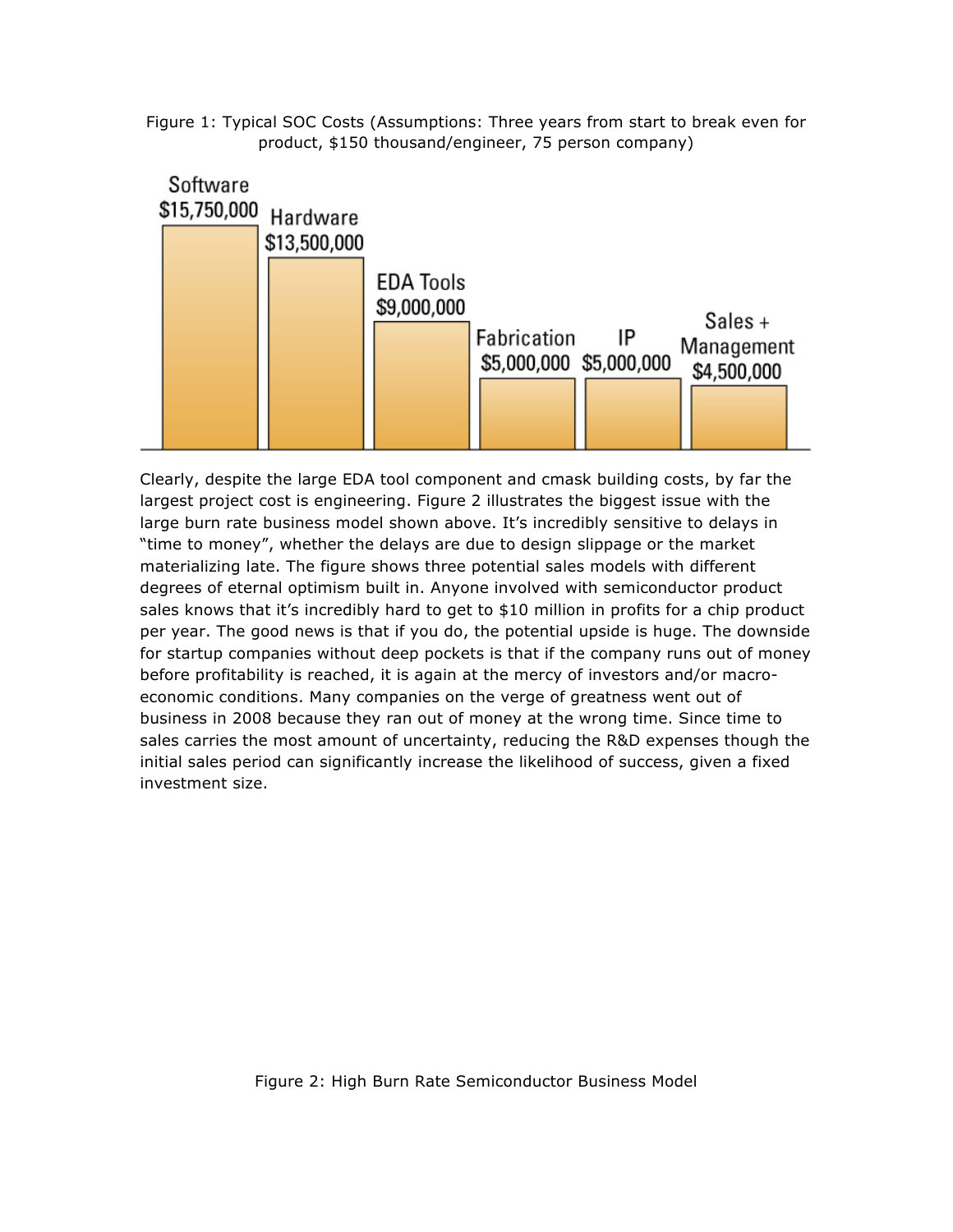Figure 1: Typical SOC Costs (Assumptions: Three years from start to break even for product, $150 thousand/engineer, 75 person company)

| Category | Cost |
|---|---|
| Software | $15,750,000 |
| Hardware | $13,500,000 |
| EDA Tools | $9,000,000 |
| Fabrication | $5,000,000 |
| IP | $5,000,000 |
| Sales + Management | $4,500,000 |

Clearly, despite the large EDA tool component and cmask building costs, by far the largest project cost is engineering. Figure 2 illustrates the biggest issue with the large burn rate business model shown above. It's incredibly sensitive to delays in "time to money", whether the delays are due to design slippage or the market materializing late. The figure shows three potential sales models with different degrees of eternal optimism built in. Anyone involved with semiconductor product sales knows that it's incredibly hard to get to $10 million in profits for a chip product per year. The good news is that if you do, the potential upside is huge. The downside for startup companies without deep pockets is that if the company runs out of money before profitability is reached, it is again at the mercy of investors and/or macro-economic conditions. Many companies on the verge of greatness went out of business in 2008 because they ran out of money at the wrong time. Since time to sales carries the most amount of uncertainty, reducing the R&D expenses though the initial sales period can significantly increase the likelihood of success, given a fixed investment size.

Figure 2: High Burn Rate Semiconductor Business Model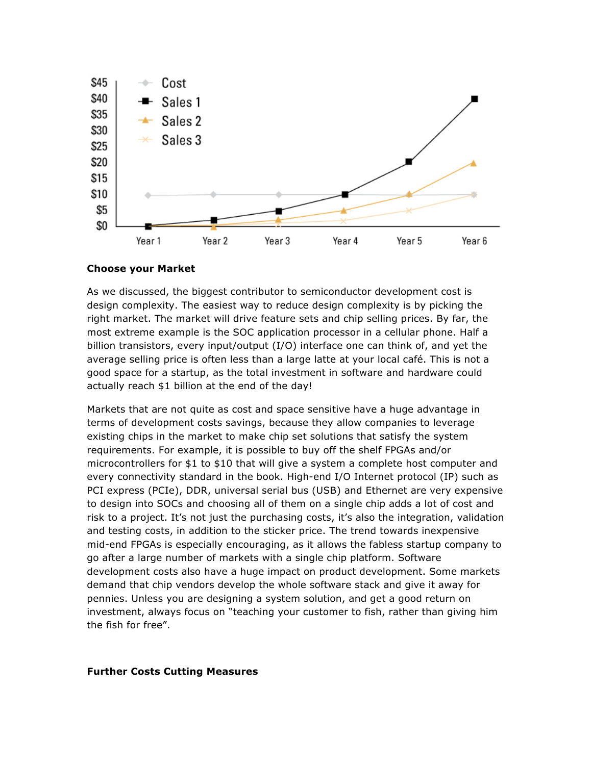### Choose your Market

As we discussed, the biggest contributor to semiconductor development cost is design complexity. The easiest way to reduce design complexity is by picking the right market. The market will drive feature sets and chip selling prices. By far, the most extreme example is the SOC application processor in a cellular phone. Half a billion transistors, every input/output (I/O) interface one can think of, and yet the average selling price is often less than a large latte at your local café. This is not a good space for a startup, as the total investment in software and hardware could actually reach $1 billion at the end of the day!

Markets that are not quite as cost and space sensitive have a huge advantage in terms of development costs savings, because they allow companies to leverage existing chips in the market to make chip set solutions that satisfy the system requirements. For example, it is possible to buy off the shelf FPGAs and/or microcontrollers for $1 to $10 that will give a system a complete host computer and every connectivity standard in the book. High-end I/O Internet protocol (IP) such as PCI express (PCIe), DDR, universal serial bus (USB) and Ethernet are very expensive to design into SOCs and choosing all of them on a single chip adds a lot of cost and risk to a project. It's not just the purchasing costs, it's also the integration, validation and testing costs, in addition to the sticker price. The trend towards inexpensive mid-end FPGAs is especially encouraging, as it allows the fabless startup company to go after a large number of markets with a single chip platform. Software development costs also have a huge impact on product development. Some markets demand that chip vendors develop the whole software stack and give it away for pennies. Unless you are designing a system solution, and get a good return on investment, always focus on "teaching your customer to fish, rather than giving him the fish for free".

### Further Costs Cutting Measures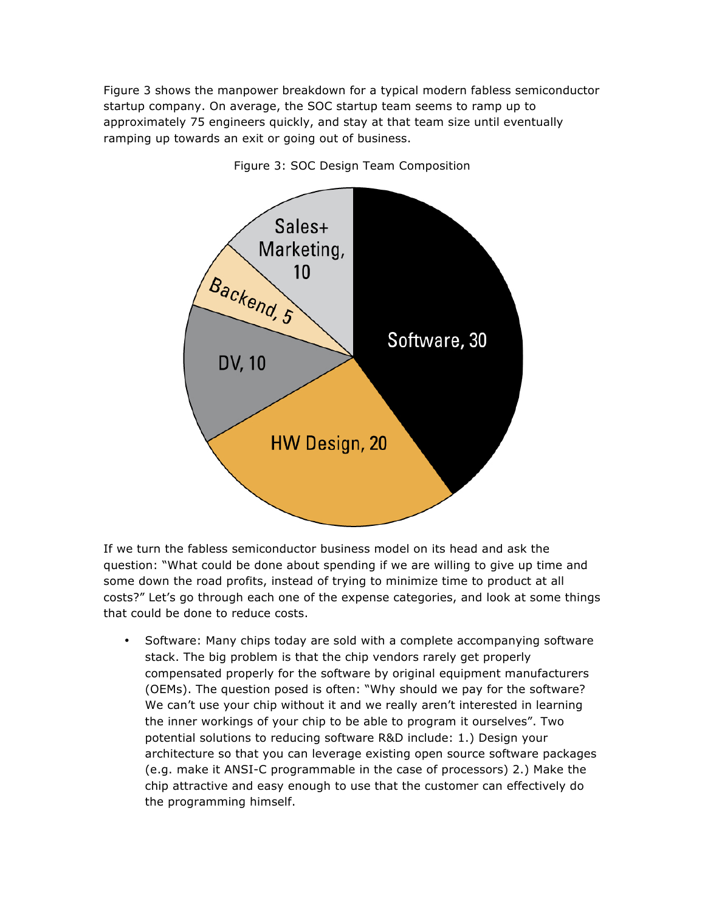Figure 3 shows the manpower breakdown for a typical modern fabless semiconductor startup company. On average, the SOC startup team seems to ramp up to approximately 75 engineers quickly, and stay at that team size until eventually ramping up towards an exit or going out of business.

Figure 3: SOC Design Team Composition

If we turn the fabless semiconductor business model on its head and ask the question: “What could be done about spending if we are willing to give up time and some down the road profits, instead of trying to minimize time to product at all costs?” Let’s go through each one of the expense categories, and look at some things that could be done to reduce costs.

- Software: Many chips today are sold with a complete accompanying software stack. The big problem is that the chip vendors rarely get properly compensated properly for the software by original equipment manufacturers (OEMs). The question posed is often: “Why should we pay for the software? We can’t use your chip without it and we really aren’t interested in learning the inner workings of your chip to be able to program it ourselves”. Two potential solutions to reducing software R&D include: 1.) Design your architecture so that you can leverage existing open source software packages (e.g. make it ANSI-C programmable in the case of processors) 2.) Make the chip attractive and easy enough to use that the customer can effectively do the programming himself.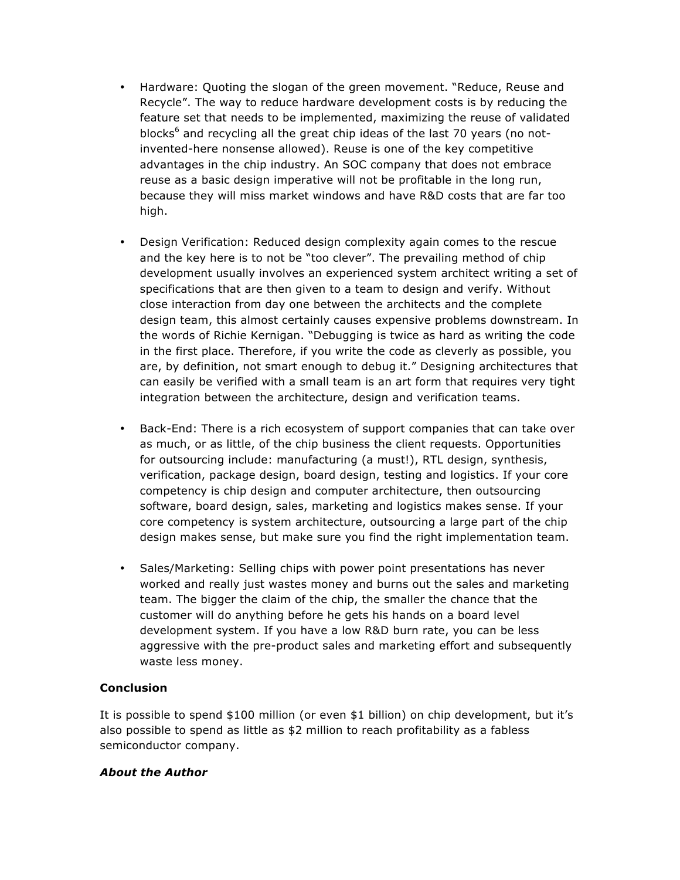- Hardware: Quoting the slogan of the green movement. "Reduce, Reuse and Recycle". The way to reduce hardware development costs is by reducing the feature set that needs to be implemented, maximizing the reuse of validated blocks[6] and recycling all the great chip ideas of the last 70 years (no not-invented-here nonsense allowed). Reuse is one of the key competitive advantages in the chip industry. An SOC company that does not embrace reuse as a basic design imperative will not be profitable in the long run, because they will miss market windows and have R&D costs that are far too high.

- Design Verification: Reduced design complexity again comes to the rescue and the key here is to not be "too clever". The prevailing method of chip development usually involves an experienced system architect writing a set of specifications that are then given to a team to design and verify. Without close interaction from day one between the architects and the complete design team, this almost certainly causes expensive problems downstream. In the words of Richie Kernigan. "Debugging is twice as hard as writing the code in the first place. Therefore, if you write the code as cleverly as possible, you are, by definition, not smart enough to debug it." Designing architectures that can easily be verified with a small team is an art form that requires very tight integration between the architecture, design and verification teams.

- Back-End: There is a rich ecosystem of support companies that can take over as much, or as little, of the chip business the client requests. Opportunities for outsourcing include: manufacturing (a must!), RTL design, synthesis, verification, package design, board design, testing and logistics. If your core competency is chip design and computer architecture, then outsourcing software, board design, sales, marketing and logistics makes sense. If your core competency is system architecture, outsourcing a large part of the chip design makes sense, but make sure you find the right implementation team.

- Sales/Marketing: Selling chips with power point presentations has never worked and really just wastes money and burns out the sales and marketing team. The bigger the claim of the chip, the smaller the chance that the customer will do anything before he gets his hands on a board level development system. If you have a low R&D burn rate, you can be less aggressive with the pre-product sales and marketing effort and subsequently waste less money.

**Conclusion**

It is possible to spend $100 million (or even $1 billion) on chip development, but it's also possible to spend as little as $2 million to reach profitability as a fabless semiconductor company.

***About the Author***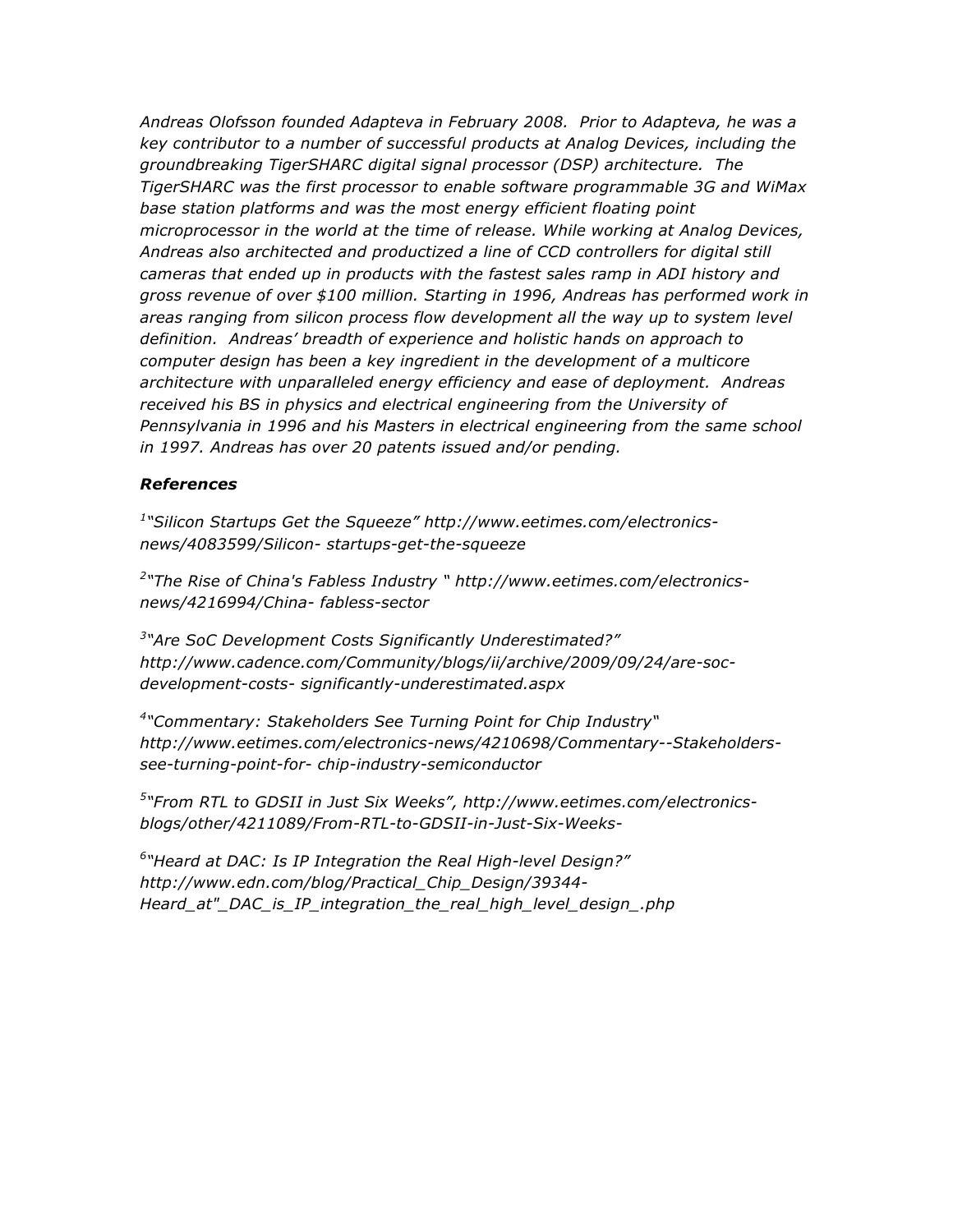*Andreas Olofsson founded Adapteva in February 2008. Prior to Adapteva, he was a key contributor to a number of successful products at Analog Devices, including the groundbreaking TigerSHARC digital signal processor (DSP) architecture. The TigerSHARC was the first processor to enable software programmable 3G and WiMax base station platforms and was the most energy efficient floating point microprocessor in the world at the time of release. While working at Analog Devices, Andreas also architected and productized a line of CCD controllers for digital still cameras that ended up in products with the fastest sales ramp in ADI history and gross revenue of over $100 million. Starting in 1996, Andreas has performed work in areas ranging from silicon process flow development all the way up to system level definition. Andreas' breadth of experience and holistic hands on approach to computer design has been a key ingredient in the development of a multicore architecture with unparalleled energy efficiency and ease of deployment. Andreas received his BS in physics and electrical engineering from the University of Pennsylvania in 1996 and his Masters in electrical engineering from the same school in 1997. Andreas has over 20 patents issued and/or pending.*

***References***

*[1]"Silicon Startups Get the Squeeze" http://www.eetimes.com/electronics-news/4083599/Silicon- startups-get-the-squeeze*

*[2]"The Rise of China's Fabless Industry " http://www.eetimes.com/electronics-news/4216994/China- fabless-sector*

*[3]"Are SoC Development Costs Significantly Underestimated?" http://www.cadence.com/Community/blogs/ii/archive/2009/09/24/are-soc-development-costs- significantly-underestimated.aspx*

*[4]"Commentary: Stakeholders See Turning Point for Chip Industry" http://www.eetimes.com/electronics-news/4210698/Commentary--Stakeholders-see-turning-point-for- chip-industry-semiconductor*

*[5]"From RTL to GDSII in Just Six Weeks", http://www.eetimes.com/electronics-blogs/other/4211089/From-RTL-to-GDSII-in-Just-Six-Weeks-*

*[6]"Heard at DAC: Is IP Integration the Real High-level Design?" http://www.edn.com/blog/Practical_Chip_Design/39344-Heard_at"_DAC_is_IP_integration_the_real_high_level_design_.php*